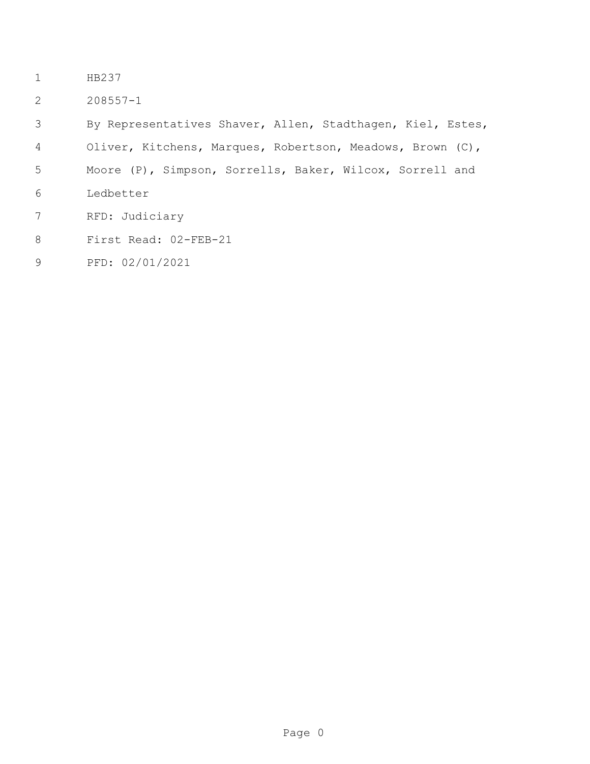HB237

208557-1

By Representatives Shaver, Allen, Stadthagen, Kiel, Estes, Oliver, Kitchens, Marques, Robertson, Meadows, Brown (C), Moore (P), Simpson, Sorrells, Baker, Wilcox, Sorrell and Ledbetter

RFD: Judiciary

First Read: 02-FEB-21

PFD: 02/01/2021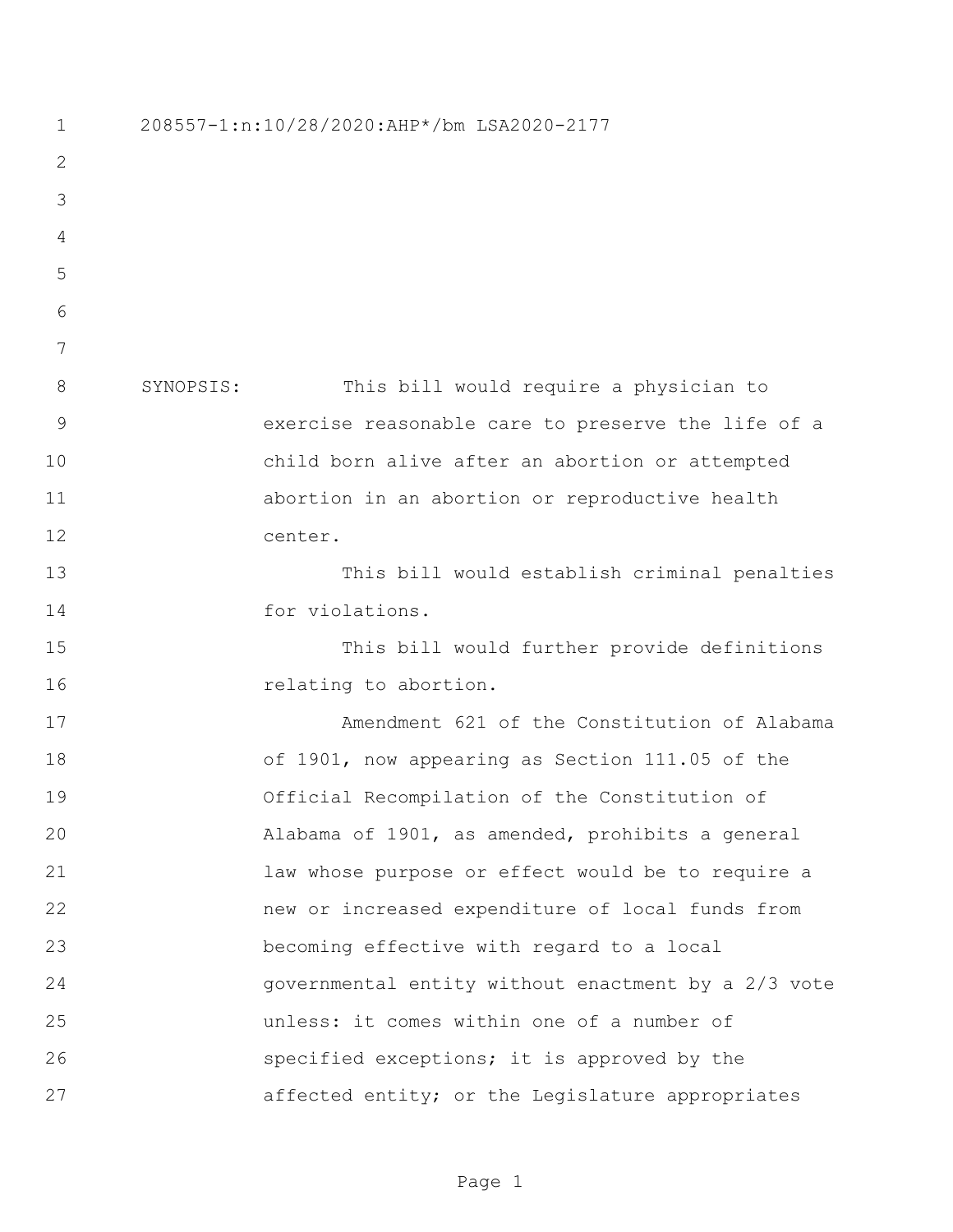208557-1:n:10/28/2020:AHP*/bm LSA2020-2177

SYNOPSIS: This bill would require a physician to exercise reasonable care to preserve the life of a child born alive after an abortion or attempted abortion in an abortion or reproductive health center.

This bill would establish criminal penalties for violations.

This bill would further provide definitions relating to abortion.

Amendment 621 of the Constitution of Alabama of 1901, now appearing as Section 111.05 of the Official Recompilation of the Constitution of Alabama of 1901, as amended, prohibits a general law whose purpose or effect would be to require a new or increased expenditure of local funds from becoming effective with regard to a local governmental entity without enactment by a 2/3 vote unless: it comes within one of a number of specified exceptions; it is approved by the affected entity; or the Legislature appropriates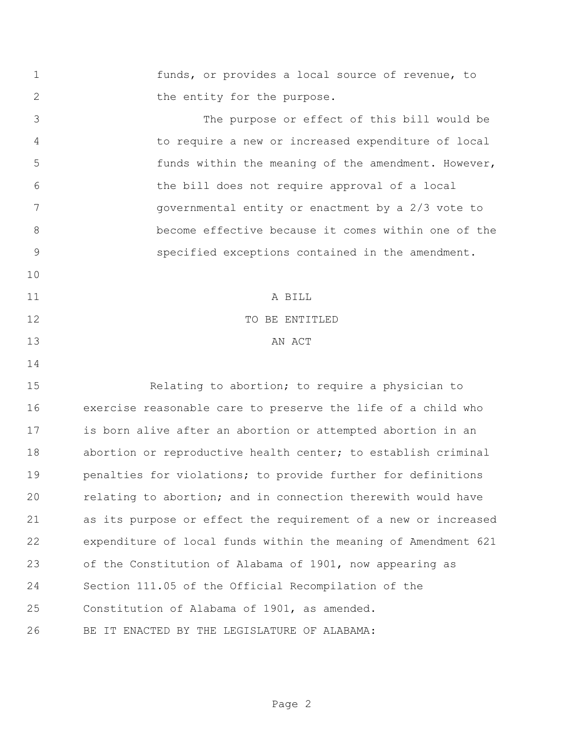funds, or provides a local source of revenue, to the entity for the purpose.

The purpose or effect of this bill would be to require a new or increased expenditure of local funds within the meaning of the amendment. However, the bill does not require approval of a local governmental entity or enactment by a 2/3 vote to become effective because it comes within one of the specified exceptions contained in the amendment.

A BILL

TO BE ENTITLED

AN ACT

Relating to abortion; to require a physician to exercise reasonable care to preserve the life of a child who is born alive after an abortion or attempted abortion in an abortion or reproductive health center; to establish criminal penalties for violations; to provide further for definitions relating to abortion; and in connection therewith would have as its purpose or effect the requirement of a new or increased expenditure of local funds within the meaning of Amendment 621 of the Constitution of Alabama of 1901, now appearing as Section 111.05 of the Official Recompilation of the Constitution of Alabama of 1901, as amended.

BE IT ENACTED BY THE LEGISLATURE OF ALABAMA: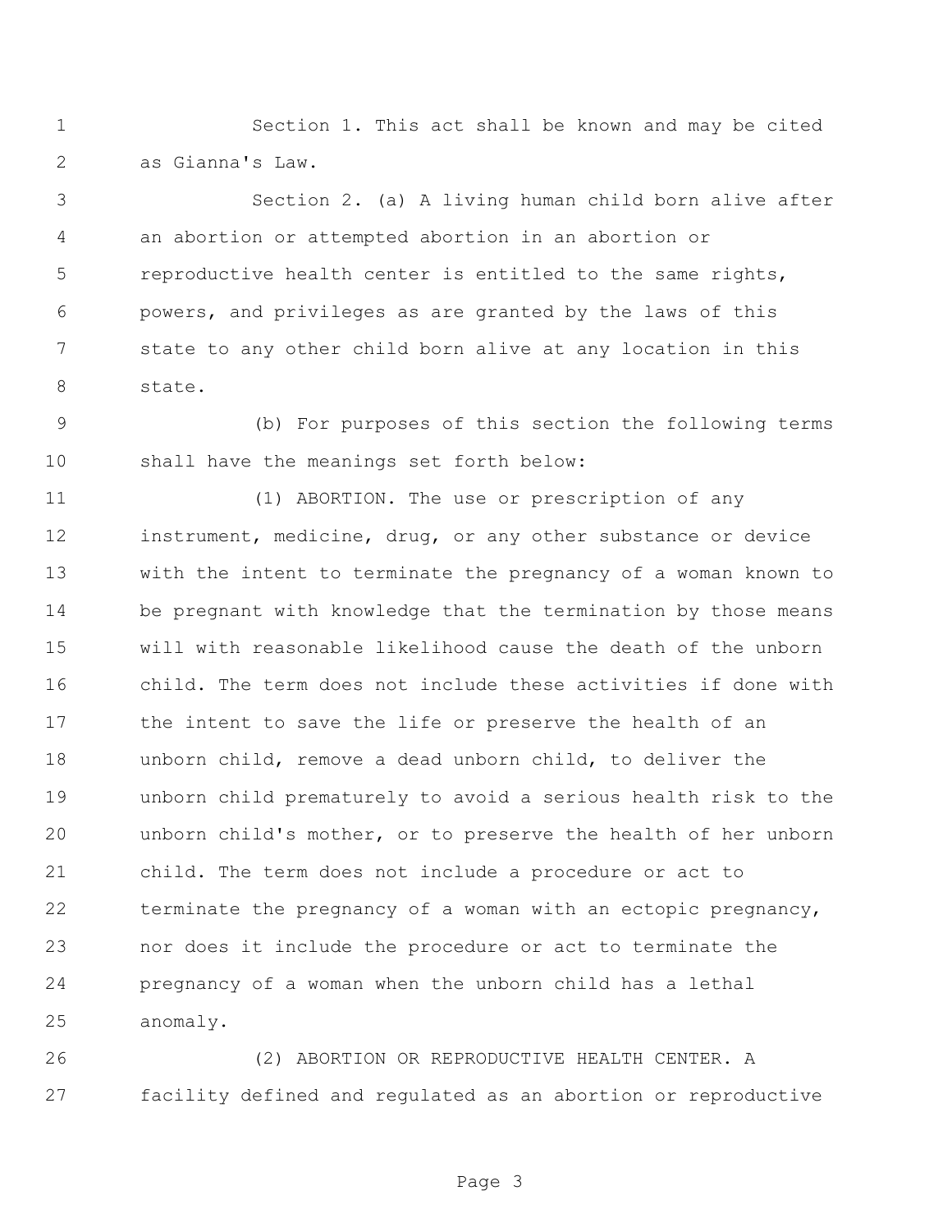Section 1. This act shall be known and may be cited as Gianna's Law.

Section 2. (a) A living human child born alive after an abortion or attempted abortion in an abortion or reproductive health center is entitled to the same rights, powers, and privileges as are granted by the laws of this state to any other child born alive at any location in this state.

(b) For purposes of this section the following terms shall have the meanings set forth below:

(1) ABORTION. The use or prescription of any instrument, medicine, drug, or any other substance or device with the intent to terminate the pregnancy of a woman known to be pregnant with knowledge that the termination by those means will with reasonable likelihood cause the death of the unborn child. The term does not include these activities if done with the intent to save the life or preserve the health of an unborn child, remove a dead unborn child, to deliver the unborn child prematurely to avoid a serious health risk to the unborn child's mother, or to preserve the health of her unborn child. The term does not include a procedure or act to terminate the pregnancy of a woman with an ectopic pregnancy, nor does it include the procedure or act to terminate the pregnancy of a woman when the unborn child has a lethal anomaly.

(2) ABORTION OR REPRODUCTIVE HEALTH CENTER. A facility defined and regulated as an abortion or reproductive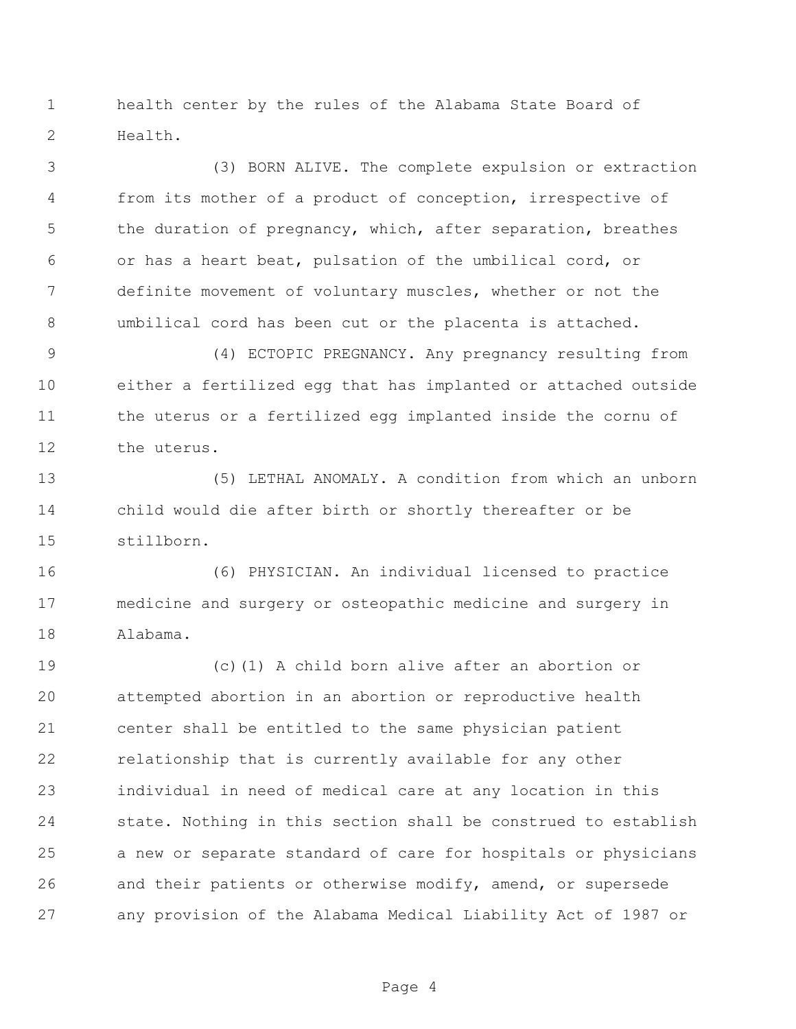health center by the rules of the Alabama State Board of Health.

(3) BORN ALIVE. The complete expulsion or extraction from its mother of a product of conception, irrespective of the duration of pregnancy, which, after separation, breathes or has a heart beat, pulsation of the umbilical cord, or definite movement of voluntary muscles, whether or not the umbilical cord has been cut or the placenta is attached.

(4) ECTOPIC PREGNANCY. Any pregnancy resulting from either a fertilized egg that has implanted or attached outside the uterus or a fertilized egg implanted inside the cornu of the uterus.

(5) LETHAL ANOMALY. A condition from which an unborn child would die after birth or shortly thereafter or be stillborn.

(6) PHYSICIAN. An individual licensed to practice medicine and surgery or osteopathic medicine and surgery in Alabama.

(c)(1) A child born alive after an abortion or attempted abortion in an abortion or reproductive health center shall be entitled to the same physician patient relationship that is currently available for any other individual in need of medical care at any location in this state. Nothing in this section shall be construed to establish a new or separate standard of care for hospitals or physicians and their patients or otherwise modify, amend, or supersede any provision of the Alabama Medical Liability Act of 1987 or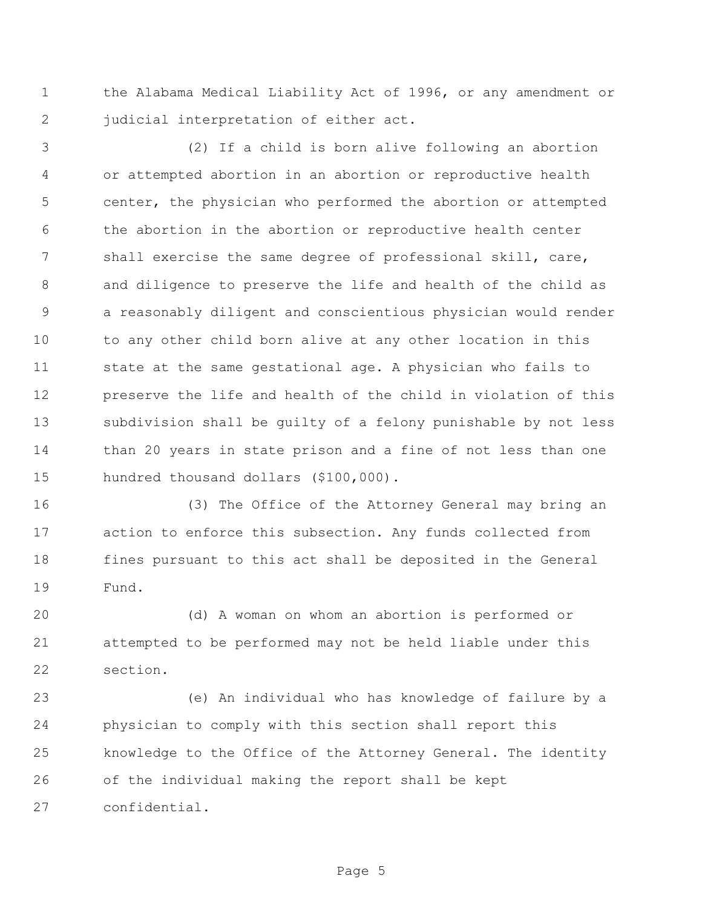the Alabama Medical Liability Act of 1996, or any amendment or judicial interpretation of either act.

(2) If a child is born alive following an abortion or attempted abortion in an abortion or reproductive health center, the physician who performed the abortion or attempted the abortion in the abortion or reproductive health center shall exercise the same degree of professional skill, care, and diligence to preserve the life and health of the child as a reasonably diligent and conscientious physician would render to any other child born alive at any other location in this state at the same gestational age. A physician who fails to preserve the life and health of the child in violation of this subdivision shall be guilty of a felony punishable by not less than 20 years in state prison and a fine of not less than one hundred thousand dollars ($100,000).

(3) The Office of the Attorney General may bring an action to enforce this subsection. Any funds collected from fines pursuant to this act shall be deposited in the General Fund.

(d) A woman on whom an abortion is performed or attempted to be performed may not be held liable under this section.

(e) An individual who has knowledge of failure by a physician to comply with this section shall report this knowledge to the Office of the Attorney General. The identity of the individual making the report shall be kept confidential.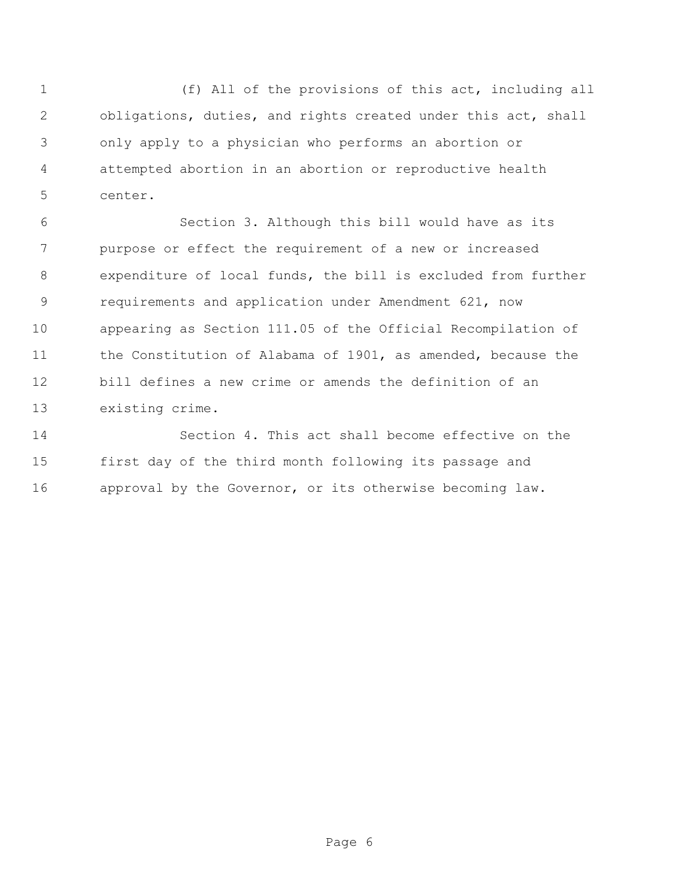(f) All of the provisions of this act, including all obligations, duties, and rights created under this act, shall only apply to a physician who performs an abortion or attempted abortion in an abortion or reproductive health center.

Section 3. Although this bill would have as its purpose or effect the requirement of a new or increased expenditure of local funds, the bill is excluded from further requirements and application under Amendment 621, now appearing as Section 111.05 of the Official Recompilation of the Constitution of Alabama of 1901, as amended, because the bill defines a new crime or amends the definition of an existing crime.

Section 4. This act shall become effective on the first day of the third month following its passage and approval by the Governor, or its otherwise becoming law.